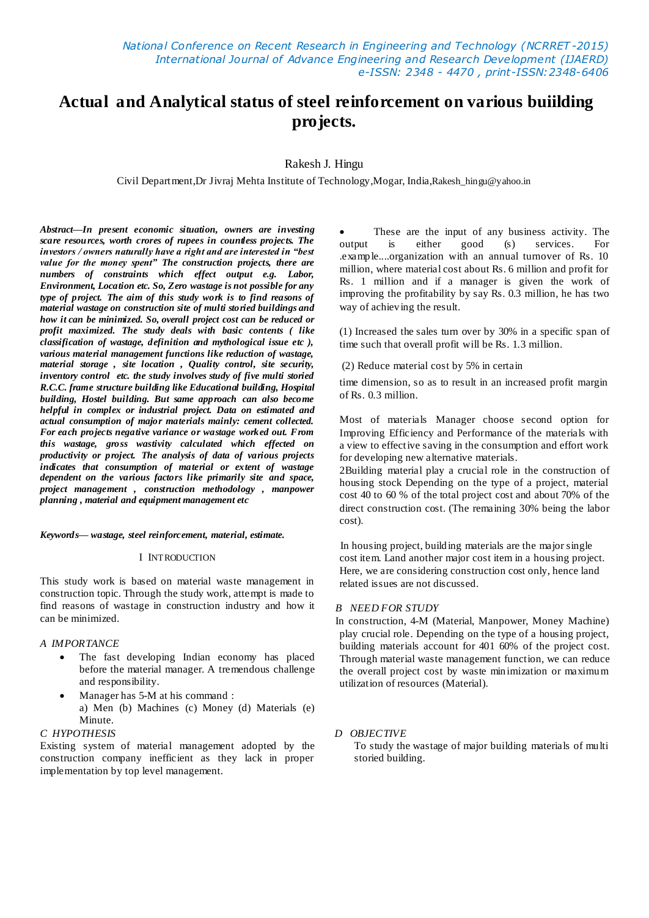# Actual and Analytical status of steel reinforcement on various buiilding projects.

Rakesh J. Hingu

Civil Department,Dr Jivraj Mehta Institute of Technology,Mogar, India,Rakesh_hingu@yahoo.in

***Abstract*—*In present economic situation, owners are investing scare resources, worth crores of rupees in countless projects. The investors / owners naturally have a right and are interested in "best value for the money spent" The construction projects, there are numbers of constraints which effect output e.g. Labor, Environment, Location etc. So, Zero wastage is not possible for any type of project. The aim of this study work is to find reasons of material wastage on construction site of multi storied buildings and how it can be minimized. So, overall project cost can be reduced or profit maximized. The study deals with basic contents ( like classification of wastage, definition and mythological issue etc ), various material management functions like reduction of wastage, material storage , site location , Quality control, site security, inventory control etc. the study involves study of five multi storied R.C.C. frame structure building like Educational building, Hospital building, Hostel building. But same approach can also become helpful in complex or industrial project. Data on estimated and actual consumption of major materials mainly: cement collected. For each projects negative variance or wastage worked out. From this wastage, gross wastivity calculated which effected on productivity or project. The analysis of data of various projects indicates that consumption of material or extent of wastage dependent on the various factors like primarily site and space, project management , construction methodology , manpower planning , material and equipment management etc***

***Keywords*— *wastage, steel reinforcement, material, estimate.***

## I INTRODUCTION

This study work is based on material waste management in construction topic. Through the study work, attempt is made to find reasons of wastage in construction industry and how it can be minimized.

### *A IMPORTANCE*

- The fast developing Indian economy has placed before the material manager. A tremendous challenge and responsibility.
- Manager has 5-M at his command :
  a) Men (b) Machines (c) Money (d) Materials (e) Minute.

### *C HYPOTHESIS*

Existing system of material management adopted by the construction company inefficient as they lack in proper implementation by top level management.

- These are the input of any business activity. The output is either good (s) services. For .example....organization with an annual turnover of Rs. 10 million, where material cost about Rs. 6 million and profit for Rs. 1 million and if a manager is given the work of improving the profitability by say Rs. 0.3 million, he has two way of achieving the result.

(1) Increased the sales turn over by 30% in a specific span of time such that overall profit will be Rs. 1.3 million.

(2) Reduce material cost by 5% in certain

time dimension, so as to result in an increased profit margin of Rs. 0.3 million.

Most of materials Manager choose second option for Improving Efficiency and Performance of the materials with a view to effective saving in the consumption and effort work for developing new alternative materials.

2Building material play a crucial role in the construction of housing stock Depending on the type of a project, material cost 40 to 60 % of the total project cost and about 70% of the direct construction cost. (The remaining 30% being the labor cost).

In housing project, building materials are the major single cost item. Land another major cost item in a housing project. Here, we are considering construction cost only, hence land related issues are not discussed.

### *B NEED FOR STUDY*

In construction, 4-M (Material, Manpower, Money Machine) play crucial role. Depending on the type of a housing project, building materials account for 401 60% of the project cost. Through material waste management function, we can reduce the overall project cost by waste minimization or maximum utilization of resources (Material).

### *D OBJECTIVE*

To study the wastage of major building materials of multi storied building.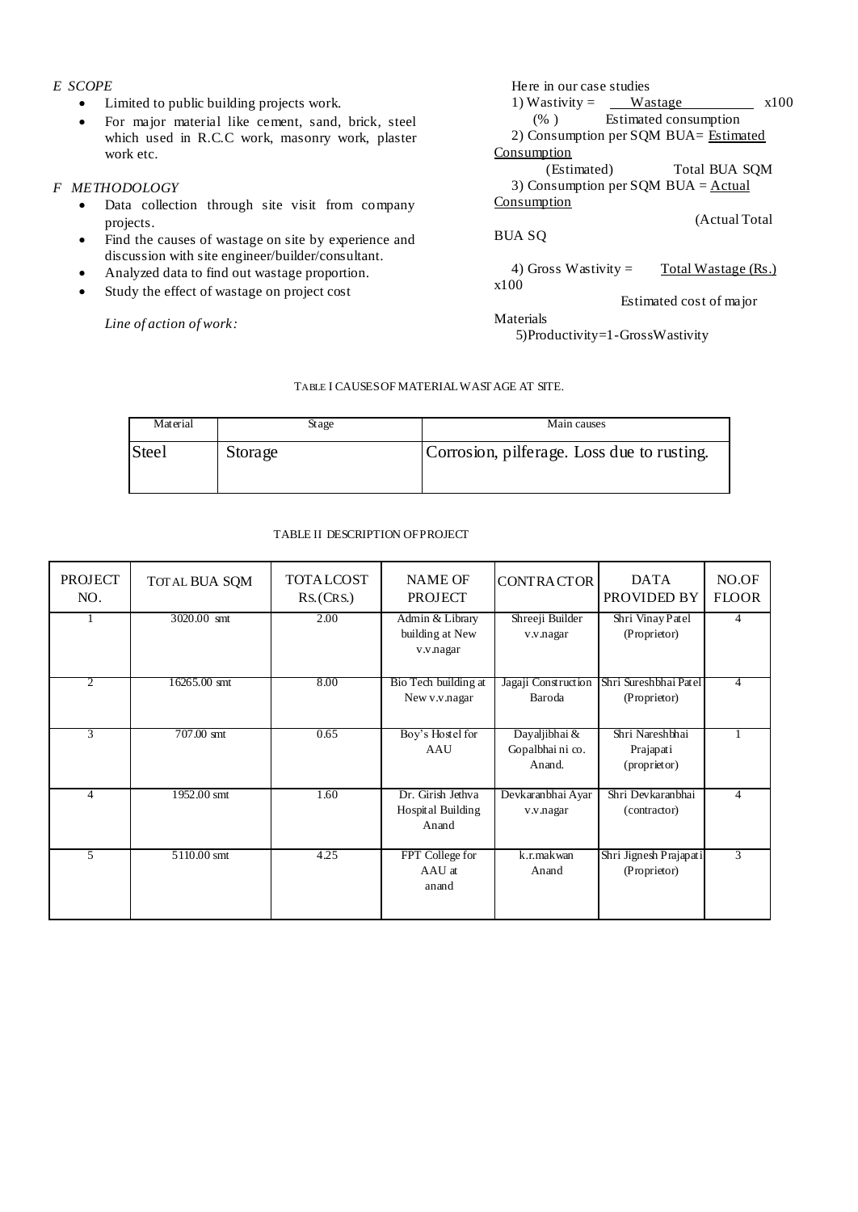## E SCOPE

- Limited to public building projects work.
- For major material like cement, sand, brick, steel which used in R.C.C work, masonry work, plaster work etc.

## F METHODOLOGY

- Data collection through site visit from company projects.
- Find the causes of wastage on site by experience and discussion with site engineer/builder/consultant.
- Analyzed data to find out wastage proportion.
- Study the effect of wastage on project cost

*Line of action of work:*

Here in our case studies

1) $\text{Wastivity (\%)} = \dfrac{\text{Wastage}}{\text{Estimated consumption}} \times 100$

2) $\text{Consumption per SQM BUA (Estimated)} = \dfrac{\text{Estimated Consumption}}{\text{Total BUA SQM}}$

3) $\text{Consumption per SQM BUA} = \dfrac{\text{Actual Consumption}}{\text{Actual Total BUA SQ}}$

4) $\text{Gross Wastivity} = \dfrac{\text{Total Wastage (Rs.)}}{\text{Estimated cost of major Materials}} \times 100$

5) Productivity=1-GrossWastivity

TABLE I CAUSES OF MATERIAL WASTAGE AT SITE.

| Material | Stage | Main causes |
|---|---|---|
| Steel | Storage | Corrosion, pilferage. Loss due to rusting. |

TABLE II DESCRIPTION OF PROJECT

| PROJECT NO. | TOTAL BUA SQM | TOTAL COST RS. (CRS.) | NAME OF PROJECT | CONTRACTOR | DATA PROVIDED BY | NO. OF FLOOR |
|---|---|---|---|---|---|---|
| 1 | 3020.00 smt | 2.00 | Admin & Library building at New v.v.nagar | Shreeji Builder v.v.nagar | Shri Vinay Patel (Proprietor) | 4 |
| 2 | 16265.00 smt | 8.00 | Bio Tech building at New v.v.nagar | Jagaji Construction Baroda | Shri Sureshbhai Patel (Proprietor) | 4 |
| 3 | 707.00 smt | 0.65 | Boy's Hostel for AAU | Dayaljibhai & Gopalbhai ni co. Anand. | Shri Nareshbhai Prajapati (proprietor) | 1 |
| 4 | 1952.00 smt | 1.60 | Dr. Girish Jethva Hospital Building Anand | Devkaranbhai Ayar v.v.nagar | Shri Devkaranbhai (contractor) | 4 |
| 5 | 5110.00 smt | 4.25 | FPT College for AAU at anand | k.r.makwan Anand | Shri Jignesh Prajapati (Proprietor) | 3 |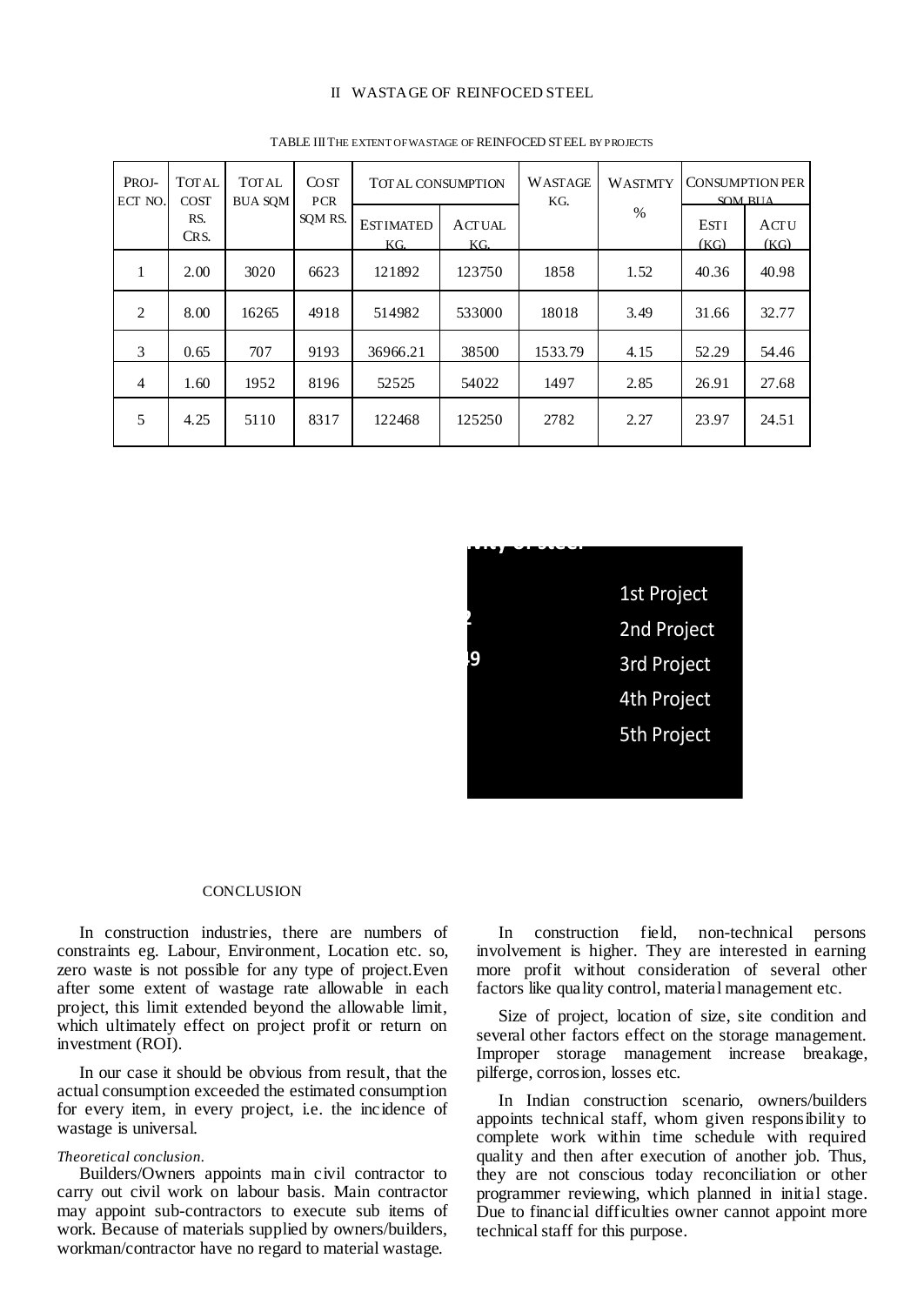## II WASTAGE OF REINFOCED STEEL

TABLE III THE EXTENT OF WASTAGE OF REINFOCED STEEL BY PROJECTS

| PROJECT NO. | TOTAL COST RS. CRS. | TOTAL BUA SQM | COST PCR SQM RS. | TOTAL CONSUMPTION | | WASTAGE KG. | WASTMTY % | CONSUMPTION PER SQM BUA | |
|---|---|---|---|---|---|---|---|---|---|
| | | | | ESTIMATED KG. | ACTUAL KG. | | | ESTI (KG) | ACTU (KG) |
| 1 | 2.00 | 3020 | 6623 | 121892 | 123750 | 1858 | 1.52 | 40.36 | 40.98 |
| 2 | 8.00 | 16265 | 4918 | 514982 | 533000 | 18018 | 3.49 | 31.66 | 32.77 |
| 3 | 0.65 | 707 | 9193 | 36966.21 | 38500 | 1533.79 | 4.15 | 52.29 | 54.46 |
| 4 | 1.60 | 1952 | 8196 | 52525 | 54022 | 1497 | 2.85 | 26.91 | 27.68 |
| 5 | 4.25 | 5110 | 8317 | 122468 | 125250 | 2782 | 2.27 | 23.97 | 24.51 |

1st Project
2nd Project
3rd Project
4th Project
5th Project

## CONCLUSION

In construction industries, there are numbers of constraints eg. Labour, Environment, Location etc. so, zero waste is not possible for any type of project.Even after some extent of wastage rate allowable in each project, this limit extended beyond the allowable limit, which ultimately effect on project profit or return on investment (ROI).

In our case it should be obvious from result, that the actual consumption exceeded the estimated consumption for every item, in every project, i.e. the incidence of wastage is universal.

*Theoretical conclusion.*

Builders/Owners appoints main civil contractor to carry out civil work on labour basis. Main contractor may appoint sub-contractors to execute sub items of work. Because of materials supplied by owners/builders, workman/contractor have no regard to material wastage.

In construction field, non-technical persons involvement is higher. They are interested in earning more profit without consideration of several other factors like quality control, material management etc.

Size of project, location of size, site condition and several other factors effect on the storage management. Improper storage management increase breakage, pilferge, corrosion, losses etc.

In Indian construction scenario, owners/builders appoints technical staff, whom given responsibility to complete work within time schedule with required quality and then after execution of another job. Thus, they are not conscious today reconciliation or other programmer reviewing, which planned in initial stage. Due to financial difficulties owner cannot appoint more technical staff for this purpose.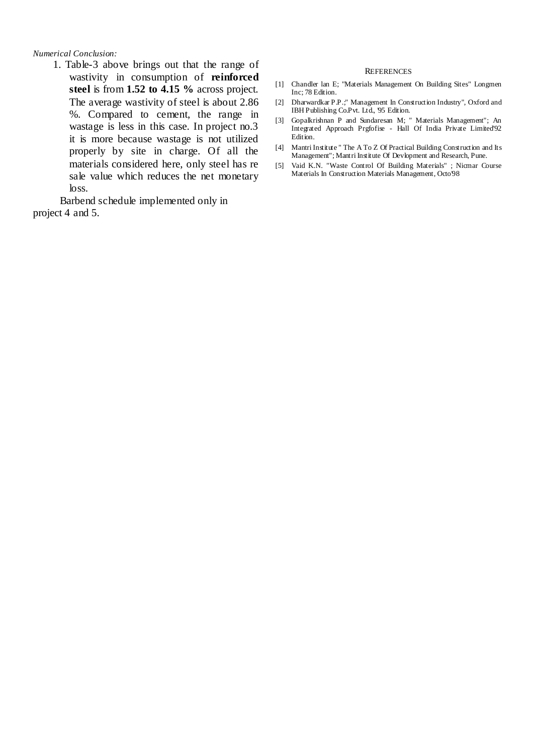*Numerical Conclusion:*

1. Table-3 above brings out that the range of wastivity in consumption of **reinforced steel** is from **1.52 to 4.15 %** across project. The average wastivity of steel is about 2.86 %. Compared to cement, the range in wastage is less in this case. In project no.3 it is more because wastage is not utilized properly by site in charge. Of all the materials considered here, only steel has re sale value which reduces the net monetary loss.

Barbend schedule implemented only in project 4 and 5.

## REFERENCES

[1] Chandler lan E; "Materials Management On Building Sites" Longmen Inc; 78 Edition.

[2] Dharwardkar P.P.;" Management In Construction Industry", Oxford and IBH Publishing Co.Pvt. Ltd., '95 Edition.

[3] Gopalkrishnan P and Sundaresan M; " Materials Management"; An Integrated Approach Prgfofise - Hall Of India Private Limited'92 Edition.

[4] Mantri Institute " The A To Z Of Practical Building Construction and Its Management"; Mantri Institute Of Devlopment and Research, Pune.

[5] Vaid K.N. "Waste Control Of Building Materials" ; Nicmar Course Materials In Construction Materials Management, Octo'98